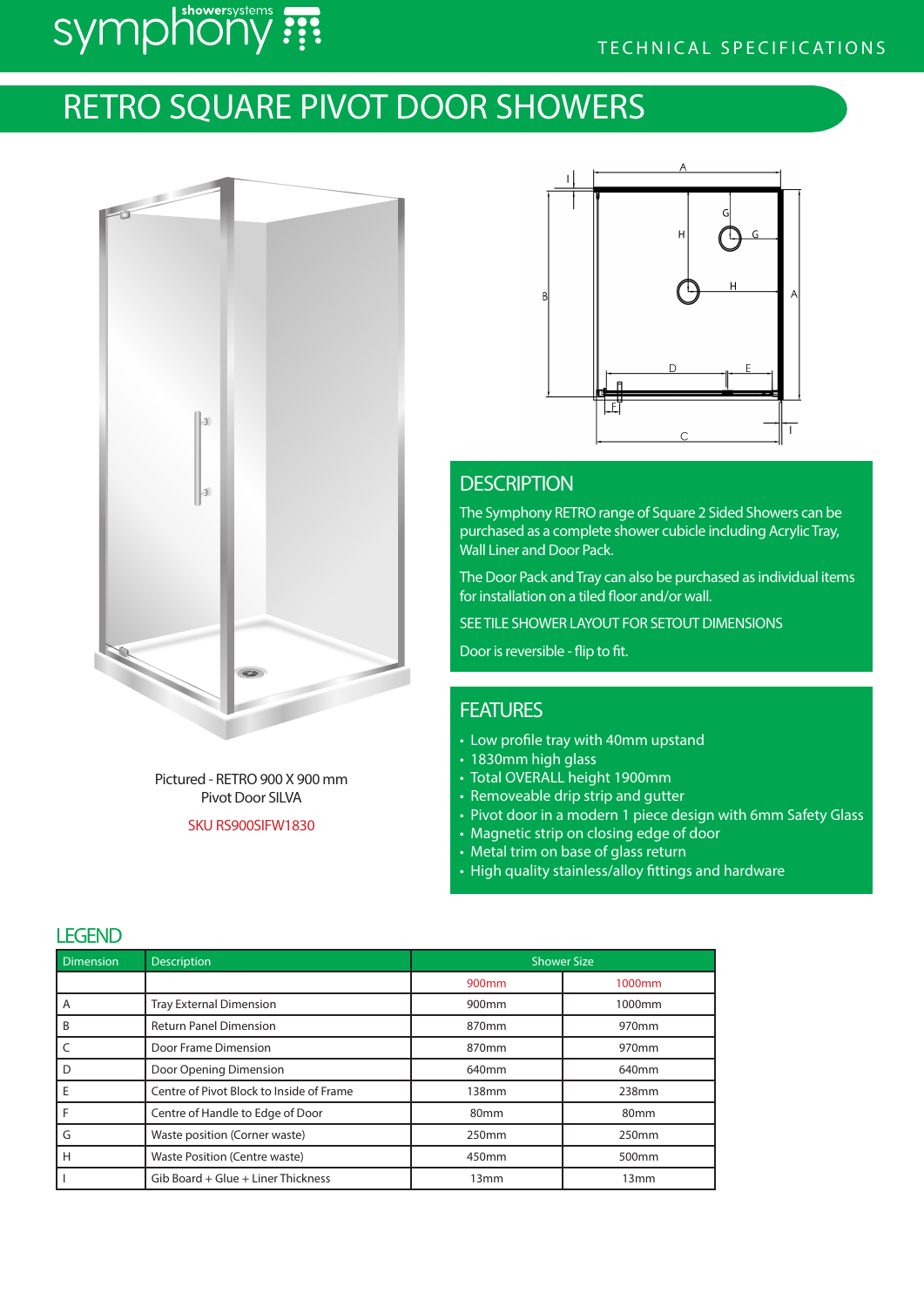symphony showersystems

TECHNICAL SPECIFICATIONS

# RETRO SQUARE PIVOT DOOR SHOWERS

Pictured - RETRO 900 X 900 mm
Pivot Door SILVA

SKU RS900SIFW1830

## DESCRIPTION

The Symphony RETRO range of Square 2 Sided Showers can be purchased as a complete shower cubicle including Acrylic Tray, Wall Liner and Door Pack.

The Door Pack and Tray can also be purchased as individual items for installation on a tiled floor and/or wall.

SEE TILE SHOWER LAYOUT FOR SETOUT DIMENSIONS

Door is reversible - flip to fit.

## FEATURES

- Low profile tray with 40mm upstand
- 1830mm high glass
- Total OVERALL height 1900mm
- Removeable drip strip and gutter
- Pivot door in a modern 1 piece design with 6mm Safety Glass
- Magnetic strip on closing edge of door
- Metal trim on base of glass return
- High quality stainless/alloy fittings and hardware

## LEGEND

| Dimension | Description | Shower Size | |
|---|---|---|---|
| | | 900mm | 1000mm |
| A | Tray External Dimension | 900mm | 1000mm |
| B | Return Panel Dimension | 870mm | 970mm |
| C | Door Frame Dimension | 870mm | 970mm |
| D | Door Opening Dimension | 640mm | 640mm |
| E | Centre of Pivot Block to Inside of Frame | 138mm | 238mm |
| F | Centre of Handle to Edge of Door | 80mm | 80mm |
| G | Waste position (Corner waste) | 250mm | 250mm |
| H | Waste Position (Centre waste) | 450mm | 500mm |
| I | Gib Board + Glue + Liner Thickness | 13mm | 13mm |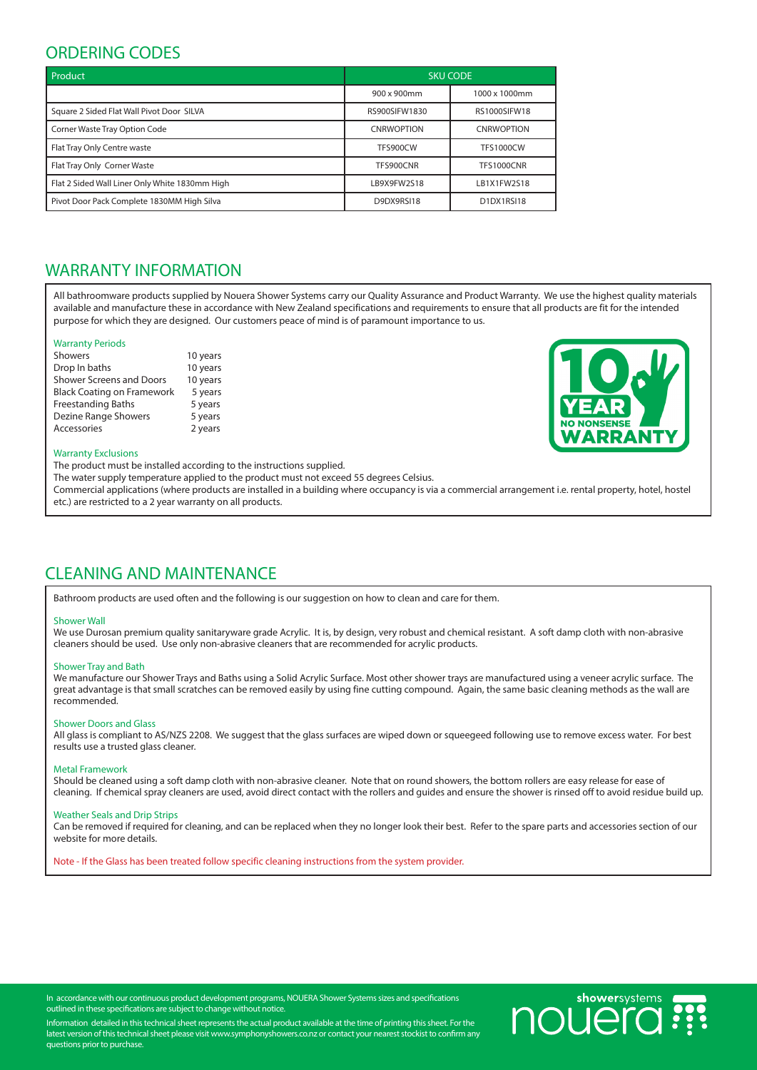## ORDERING CODES

| Product | SKU CODE | |
|---|---|---|
| | 900 x 900mm | 1000 x 1000mm |
| Square 2 Sided Flat Wall Pivot Door SILVA | RS900SIFW1830 | RS1000SIFW18 |
| Corner Waste Tray Option Code | CNRWOPTION | CNRWOPTION |
| Flat Tray Only Centre waste | TFS900CW | TFS1000CW |
| Flat Tray Only Corner Waste | TFS900CNR | TFS1000CNR |
| Flat 2 Sided Wall Liner Only White 1830mm High | LB9X9FW2S18 | LB1X1FW2S18 |
| Pivot Door Pack Complete 1830MM High Silva | D9DX9RSI18 | D1DX1RSI18 |

## WARRANTY INFORMATION

All bathroomware products supplied by Nouera Shower Systems carry our Quality Assurance and Product Warranty. We use the highest quality materials available and manufacture these in accordance with New Zealand specifications and requirements to ensure that all products are fit for the intended purpose for which they are designed. Our customers peace of mind is of paramount importance to us.

### Warranty Periods

| | |
|---|---|
| Showers | 10 years |
| Drop In baths | 10 years |
| Shower Screens and Doors | 10 years |
| Black Coating on Framework | 5 years |
| Freestanding Baths | 5 years |
| Dezine Range Showers | 5 years |
| Accessories | 2 years |

10 YEAR NO NONSENSE WARRANTY

### Warranty Exclusions

The product must be installed according to the instructions supplied.

The water supply temperature applied to the product must not exceed 55 degrees Celsius.

Commercial applications (where products are installed in a building where occupancy is via a commercial arrangement i.e. rental property, hotel, hostel etc.) are restricted to a 2 year warranty on all products.

## CLEANING AND MAINTENANCE

Bathroom products are used often and the following is our suggestion on how to clean and care for them.

### Shower Wall

We use Durosan premium quality sanitaryware grade Acrylic. It is, by design, very robust and chemical resistant. A soft damp cloth with non-abrasive cleaners should be used. Use only non-abrasive cleaners that are recommended for acrylic products.

### Shower Tray and Bath

We manufacture our Shower Trays and Baths using a Solid Acrylic Surface. Most other shower trays are manufactured using a veneer acrylic surface. The great advantage is that small scratches can be removed easily by using fine cutting compound. Again, the same basic cleaning methods as the wall are recommended.

### Shower Doors and Glass

All glass is compliant to AS/NZS 2208. We suggest that the glass surfaces are wiped down or squeegeed following use to remove excess water. For best results use a trusted glass cleaner.

### Metal Framework

Should be cleaned using a soft damp cloth with non-abrasive cleaner. Note that on round showers, the bottom rollers are easy release for ease of cleaning. If chemical spray cleaners are used, avoid direct contact with the rollers and guides and ensure the shower is rinsed off to avoid residue build up.

### Weather Seals and Drip Strips

Can be removed if required for cleaning, and can be replaced when they no longer look their best. Refer to the spare parts and accessories section of our website for more details.

Note - If the Glass has been treated follow specific cleaning instructions from the system provider.

In accordance with our continuous product development programs, NOUERA Shower Systems sizes and specifications outlined in these specifications are subject to change without notice.

Information detailed in this technical sheet represents the actual product available at the time of printing this sheet. For the latest version of this technical sheet please visit www.symphonyshowers.co.nz or contact your nearest stockist to confirm any questions prior to purchase.

showersystems nouera